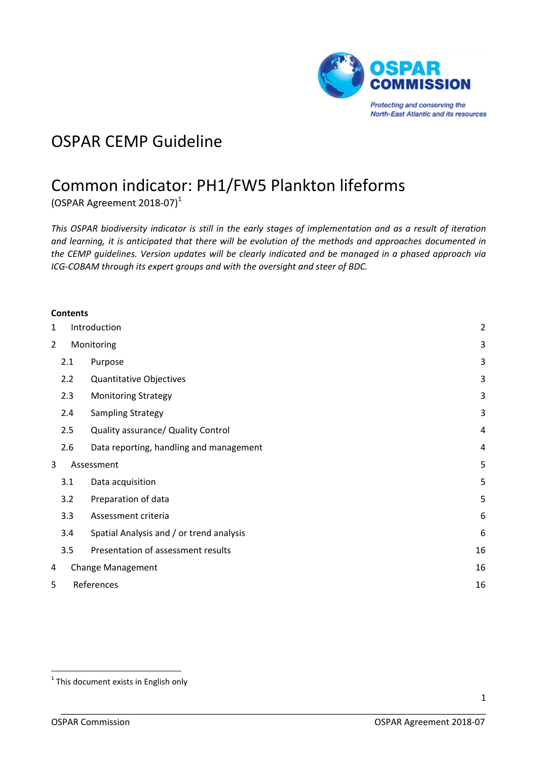# OSPAR CEMP Guideline

# Common indicator: PH1/FW5 Plankton lifeforms

(OSPAR Agreement 2018-07)[1]

*This OSPAR biodiversity indicator is still in the early stages of implementation and as a result of iteration and learning, it is anticipated that there will be evolution of the methods and approaches documented in the CEMP guidelines. Version updates will be clearly indicated and be managed in a phased approach via ICG-COBAM through its expert groups and with the oversight and steer of BDC.*

**Contents**

| | | |
|---|---|---|
| 1 | Introduction | 2 |
| 2 | Monitoring | 3 |
| 2.1 | Purpose | 3 |
| 2.2 | Quantitative Objectives | 3 |
| 2.3 | Monitoring Strategy | 3 |
| 2.4 | Sampling Strategy | 3 |
| 2.5 | Quality assurance/ Quality Control | 4 |
| 2.6 | Data reporting, handling and management | 4 |
| 3 | Assessment | 5 |
| 3.1 | Data acquisition | 5 |
| 3.2 | Preparation of data | 5 |
| 3.3 | Assessment criteria | 6 |
| 3.4 | Spatial Analysis and / or trend analysis | 6 |
| 3.5 | Presentation of assessment results | 16 |
| 4 | Change Management | 16 |
| 5 | References | 16 |

[1] This document exists in English only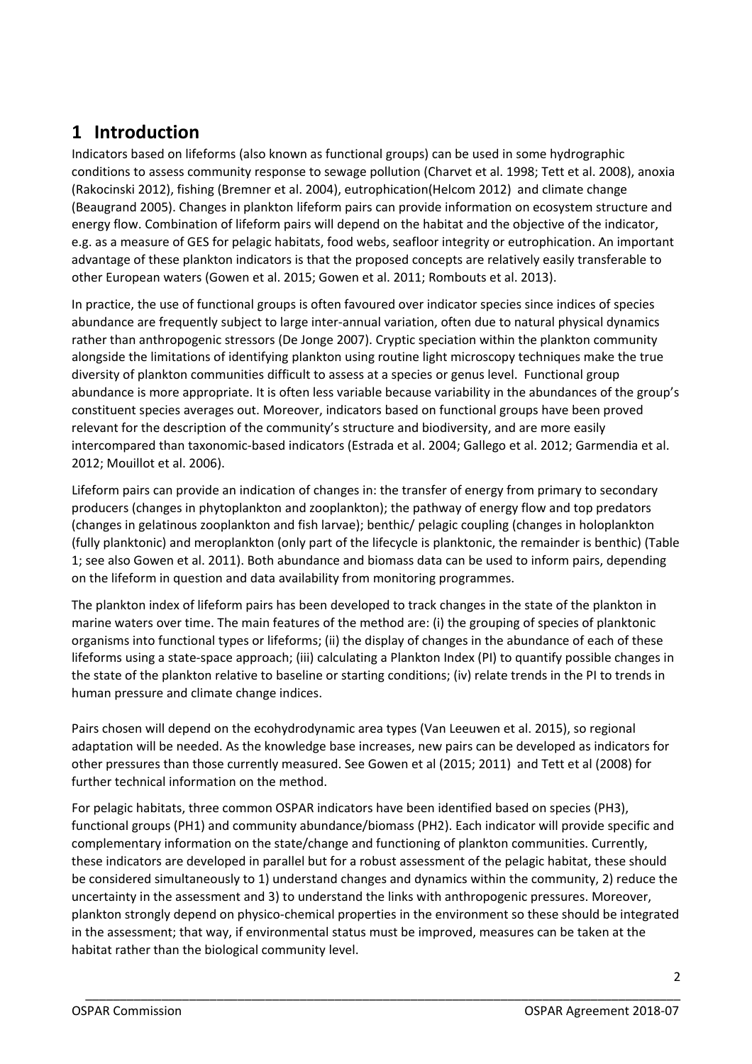# 1 Introduction

Indicators based on lifeforms (also known as functional groups) can be used in some hydrographic conditions to assess community response to sewage pollution (Charvet et al. 1998; Tett et al. 2008), anoxia (Rakocinski 2012), fishing (Bremner et al. 2004), eutrophication(Helcom 2012) and climate change (Beaugrand 2005). Changes in plankton lifeform pairs can provide information on ecosystem structure and energy flow. Combination of lifeform pairs will depend on the habitat and the objective of the indicator, e.g. as a measure of GES for pelagic habitats, food webs, seafloor integrity or eutrophication. An important advantage of these plankton indicators is that the proposed concepts are relatively easily transferable to other European waters (Gowen et al. 2015; Gowen et al. 2011; Rombouts et al. 2013).

In practice, the use of functional groups is often favoured over indicator species since indices of species abundance are frequently subject to large inter-annual variation, often due to natural physical dynamics rather than anthropogenic stressors (De Jonge 2007). Cryptic speciation within the plankton community alongside the limitations of identifying plankton using routine light microscopy techniques make the true diversity of plankton communities difficult to assess at a species or genus level. Functional group abundance is more appropriate. It is often less variable because variability in the abundances of the group's constituent species averages out. Moreover, indicators based on functional groups have been proved relevant for the description of the community's structure and biodiversity, and are more easily intercompared than taxonomic-based indicators (Estrada et al. 2004; Gallego et al. 2012; Garmendia et al. 2012; Mouillot et al. 2006).

Lifeform pairs can provide an indication of changes in: the transfer of energy from primary to secondary producers (changes in phytoplankton and zooplankton); the pathway of energy flow and top predators (changes in gelatinous zooplankton and fish larvae); benthic/ pelagic coupling (changes in holoplankton (fully planktonic) and meroplankton (only part of the lifecycle is planktonic, the remainder is benthic) (Table 1; see also Gowen et al. 2011). Both abundance and biomass data can be used to inform pairs, depending on the lifeform in question and data availability from monitoring programmes.

The plankton index of lifeform pairs has been developed to track changes in the state of the plankton in marine waters over time. The main features of the method are: (i) the grouping of species of planktonic organisms into functional types or lifeforms; (ii) the display of changes in the abundance of each of these lifeforms using a state-space approach; (iii) calculating a Plankton Index (PI) to quantify possible changes in the state of the plankton relative to baseline or starting conditions; (iv) relate trends in the PI to trends in human pressure and climate change indices.

Pairs chosen will depend on the ecohydrodynamic area types (Van Leeuwen et al. 2015), so regional adaptation will be needed. As the knowledge base increases, new pairs can be developed as indicators for other pressures than those currently measured. See Gowen et al (2015; 2011) and Tett et al (2008) for further technical information on the method.

For pelagic habitats, three common OSPAR indicators have been identified based on species (PH3), functional groups (PH1) and community abundance/biomass (PH2). Each indicator will provide specific and complementary information on the state/change and functioning of plankton communities. Currently, these indicators are developed in parallel but for a robust assessment of the pelagic habitat, these should be considered simultaneously to 1) understand changes and dynamics within the community, 2) reduce the uncertainty in the assessment and 3) to understand the links with anthropogenic pressures. Moreover, plankton strongly depend on physico-chemical properties in the environment so these should be integrated in the assessment; that way, if environmental status must be improved, measures can be taken at the habitat rather than the biological community level.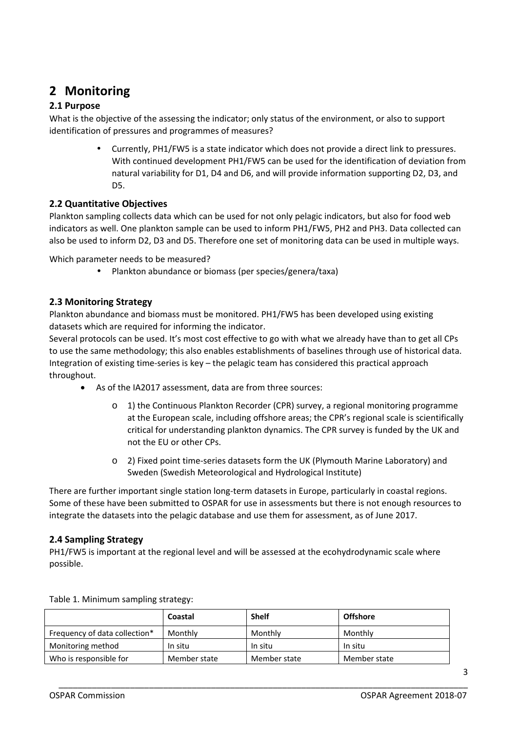# 2 Monitoring

### 2.1 Purpose

What is the objective of the assessing the indicator; only status of the environment, or also to support identification of pressures and programmes of measures?

- Currently, PH1/FW5 is a state indicator which does not provide a direct link to pressures. With continued development PH1/FW5 can be used for the identification of deviation from natural variability for D1, D4 and D6, and will provide information supporting D2, D3, and D5.

### 2.2 Quantitative Objectives

Plankton sampling collects data which can be used for not only pelagic indicators, but also for food web indicators as well. One plankton sample can be used to inform PH1/FW5, PH2 and PH3. Data collected can also be used to inform D2, D3 and D5. Therefore one set of monitoring data can be used in multiple ways.

Which parameter needs to be measured?

- Plankton abundance or biomass (per species/genera/taxa)

### 2.3 Monitoring Strategy

Plankton abundance and biomass must be monitored. PH1/FW5 has been developed using existing datasets which are required for informing the indicator.

Several protocols can be used. It's most cost effective to go with what we already have than to get all CPs to use the same methodology; this also enables establishments of baselines through use of historical data. Integration of existing time-series is key – the pelagic team has considered this practical approach throughout.

- As of the IA2017 assessment, data are from three sources:
  - 1) the Continuous Plankton Recorder (CPR) survey, a regional monitoring programme at the European scale, including offshore areas; the CPR's regional scale is scientifically critical for understanding plankton dynamics. The CPR survey is funded by the UK and not the EU or other CPs.
  - 2) Fixed point time-series datasets form the UK (Plymouth Marine Laboratory) and Sweden (Swedish Meteorological and Hydrological Institute)

There are further important single station long-term datasets in Europe, particularly in coastal regions. Some of these have been submitted to OSPAR for use in assessments but there is not enough resources to integrate the datasets into the pelagic database and use them for assessment, as of June 2017.

### 2.4 Sampling Strategy

PH1/FW5 is important at the regional level and will be assessed at the ecohydrodynamic scale where possible.

Table 1. Minimum sampling strategy:

| | Coastal | Shelf | Offshore |
|---|---|---|---|
| Frequency of data collection* | Monthly | Monthly | Monthly |
| Monitoring method | In situ | In situ | In situ |
| Who is responsible for | Member state | Member state | Member state |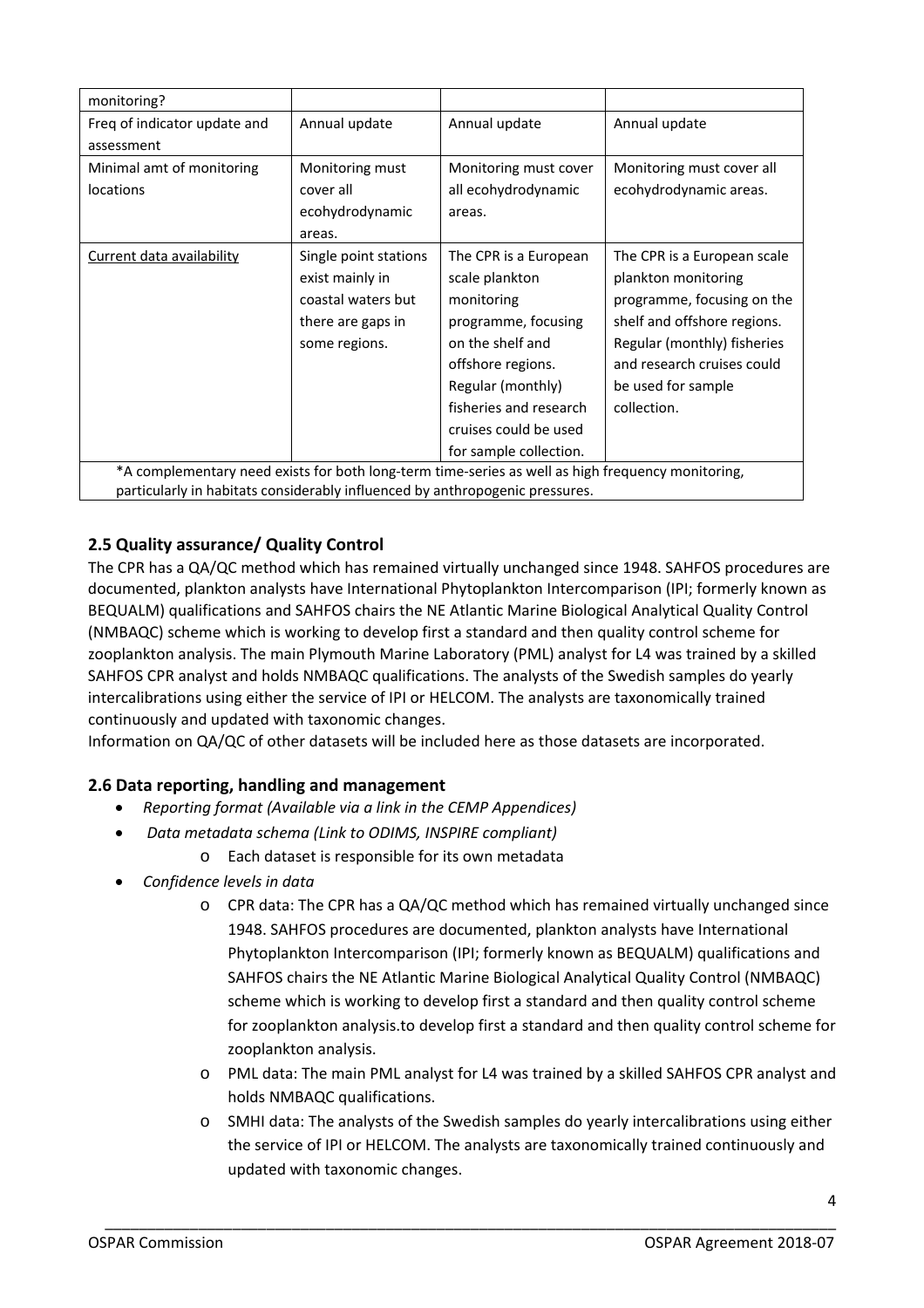| monitoring? | | | |
|---|---|---|---|
| Freq of indicator update and assessment | Annual update | Annual update | Annual update |
| Minimal amt of monitoring locations | Monitoring must cover all ecohydrodynamic areas. | Monitoring must cover all ecohydrodynamic areas. | Monitoring must cover all ecohydrodynamic areas. |
| <u>Current data availability</u> | Single point stations exist mainly in coastal waters but there are gaps in some regions. | The CPR is a European scale plankton monitoring programme, focusing on the shelf and offshore regions. Regular (monthly) fisheries and research cruises could be used for sample collection. | The CPR is a European scale plankton monitoring programme, focusing on the shelf and offshore regions. Regular (monthly) fisheries and research cruises could be used for sample collection. |
| *A complementary need exists for both long-term time-series as well as high frequency monitoring, particularly in habitats considerably influenced by anthropogenic pressures. | | | |

## 2.5 Quality assurance/ Quality Control

The CPR has a QA/QC method which has remained virtually unchanged since 1948. SAHFOS procedures are documented, plankton analysts have International Phytoplankton Intercomparison (IPI; formerly known as BEQUALM) qualifications and SAHFOS chairs the NE Atlantic Marine Biological Analytical Quality Control (NMBAQC) scheme which is working to develop first a standard and then quality control scheme for zooplankton analysis. The main Plymouth Marine Laboratory (PML) analyst for L4 was trained by a skilled SAHFOS CPR analyst and holds NMBAQC qualifications. The analysts of the Swedish samples do yearly intercalibrations using either the service of IPI or HELCOM. The analysts are taxonomically trained continuously and updated with taxonomic changes.

Information on QA/QC of other datasets will be included here as those datasets are incorporated.

## 2.6 Data reporting, handling and management

- *Reporting format (Available via a link in the CEMP Appendices)*
- *Data metadata schema (Link to ODIMS, INSPIRE compliant)*
  - Each dataset is responsible for its own metadata
- *Confidence levels in data*
  - CPR data: The CPR has a QA/QC method which has remained virtually unchanged since 1948. SAHFOS procedures are documented, plankton analysts have International Phytoplankton Intercomparison (IPI; formerly known as BEQUALM) qualifications and SAHFOS chairs the NE Atlantic Marine Biological Analytical Quality Control (NMBAQC) scheme which is working to develop first a standard and then quality control scheme for zooplankton analysis.to develop first a standard and then quality control scheme for zooplankton analysis.
  - PML data: The main PML analyst for L4 was trained by a skilled SAHFOS CPR analyst and holds NMBAQC qualifications.
  - SMHI data: The analysts of the Swedish samples do yearly intercalibrations using either the service of IPI or HELCOM. The analysts are taxonomically trained continuously and updated with taxonomic changes.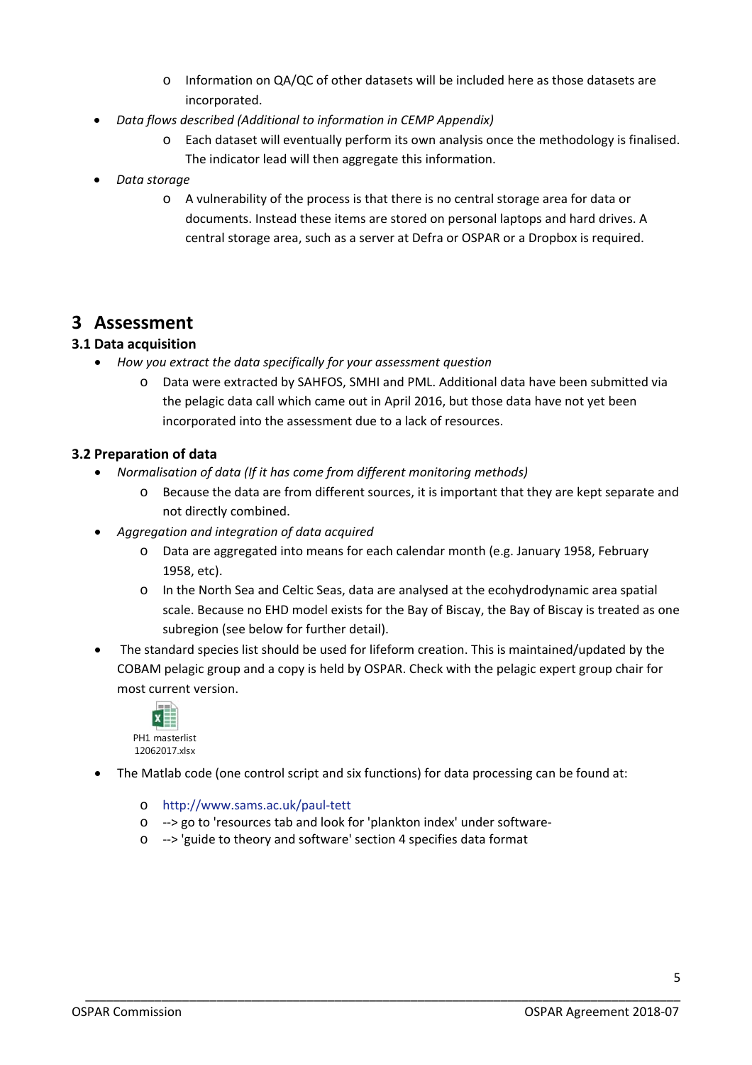- Information on QA/QC of other datasets will be included here as those datasets are incorporated.
- *Data flows described (Additional to information in CEMP Appendix)*
  - Each dataset will eventually perform its own analysis once the methodology is finalised. The indicator lead will then aggregate this information.
- *Data storage*
  - A vulnerability of the process is that there is no central storage area for data or documents. Instead these items are stored on personal laptops and hard drives. A central storage area, such as a server at Defra or OSPAR or a Dropbox is required.

# 3 Assessment

## 3.1 Data acquisition

- *How you extract the data specifically for your assessment question*
  - Data were extracted by SAHFOS, SMHI and PML. Additional data have been submitted via the pelagic data call which came out in April 2016, but those data have not yet been incorporated into the assessment due to a lack of resources.

## 3.2 Preparation of data

- *Normalisation of data (If it has come from different monitoring methods)*
  - Because the data are from different sources, it is important that they are kept separate and not directly combined.
- *Aggregation and integration of data acquired*
  - Data are aggregated into means for each calendar month (e.g. January 1958, February 1958, etc).
  - In the North Sea and Celtic Seas, data are analysed at the ecohydrodynamic area spatial scale. Because no EHD model exists for the Bay of Biscay, the Bay of Biscay is treated as one subregion (see below for further detail).
- The standard species list should be used for lifeform creation. This is maintained/updated by the COBAM pelagic group and a copy is held by OSPAR. Check with the pelagic expert group chair for most current version.

PH1 masterlist 12062017.xlsx

- The Matlab code (one control script and six functions) for data processing can be found at:
  - http://www.sams.ac.uk/paul-tett
  - --> go to 'resources tab and look for 'plankton index' under software-
  - --> 'guide to theory and software' section 4 specifies data format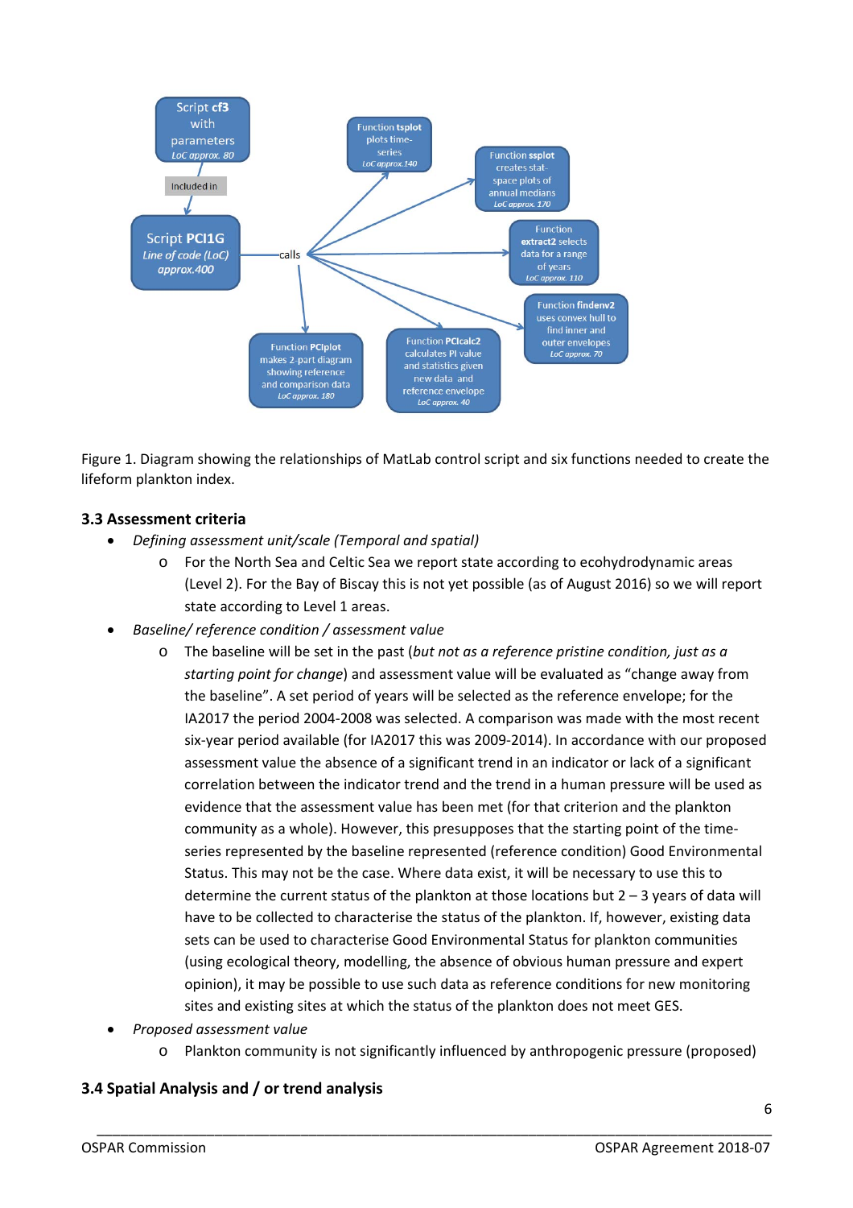Figure 1. Diagram showing the relationships of MatLab control script and six functions needed to create the lifeform plankton index.

### 3.3 Assessment criteria

- *Defining assessment unit/scale (Temporal and spatial)*
  - For the North Sea and Celtic Sea we report state according to ecohydrodynamic areas (Level 2). For the Bay of Biscay this is not yet possible (as of August 2016) so we will report state according to Level 1 areas.
- *Baseline/ reference condition / assessment value*
  - The baseline will be set in the past (*but not as a reference pristine condition, just as a starting point for change*) and assessment value will be evaluated as "change away from the baseline". A set period of years will be selected as the reference envelope; for the IA2017 the period 2004-2008 was selected. A comparison was made with the most recent six-year period available (for IA2017 this was 2009-2014). In accordance with our proposed assessment value the absence of a significant trend in an indicator or lack of a significant correlation between the indicator trend and the trend in a human pressure will be used as evidence that the assessment value has been met (for that criterion and the plankton community as a whole). However, this presupposes that the starting point of the time-series represented by the baseline represented (reference condition) Good Environmental Status. This may not be the case. Where data exist, it will be necessary to use this to determine the current status of the plankton at those locations but 2 – 3 years of data will have to be collected to characterise the status of the plankton. If, however, existing data sets can be used to characterise Good Environmental Status for plankton communities (using ecological theory, modelling, the absence of obvious human pressure and expert opinion), it may be possible to use such data as reference conditions for new monitoring sites and existing sites at which the status of the plankton does not meet GES.
- *Proposed assessment value*
  - Plankton community is not significantly influenced by anthropogenic pressure (proposed)

### 3.4 Spatial Analysis and / or trend analysis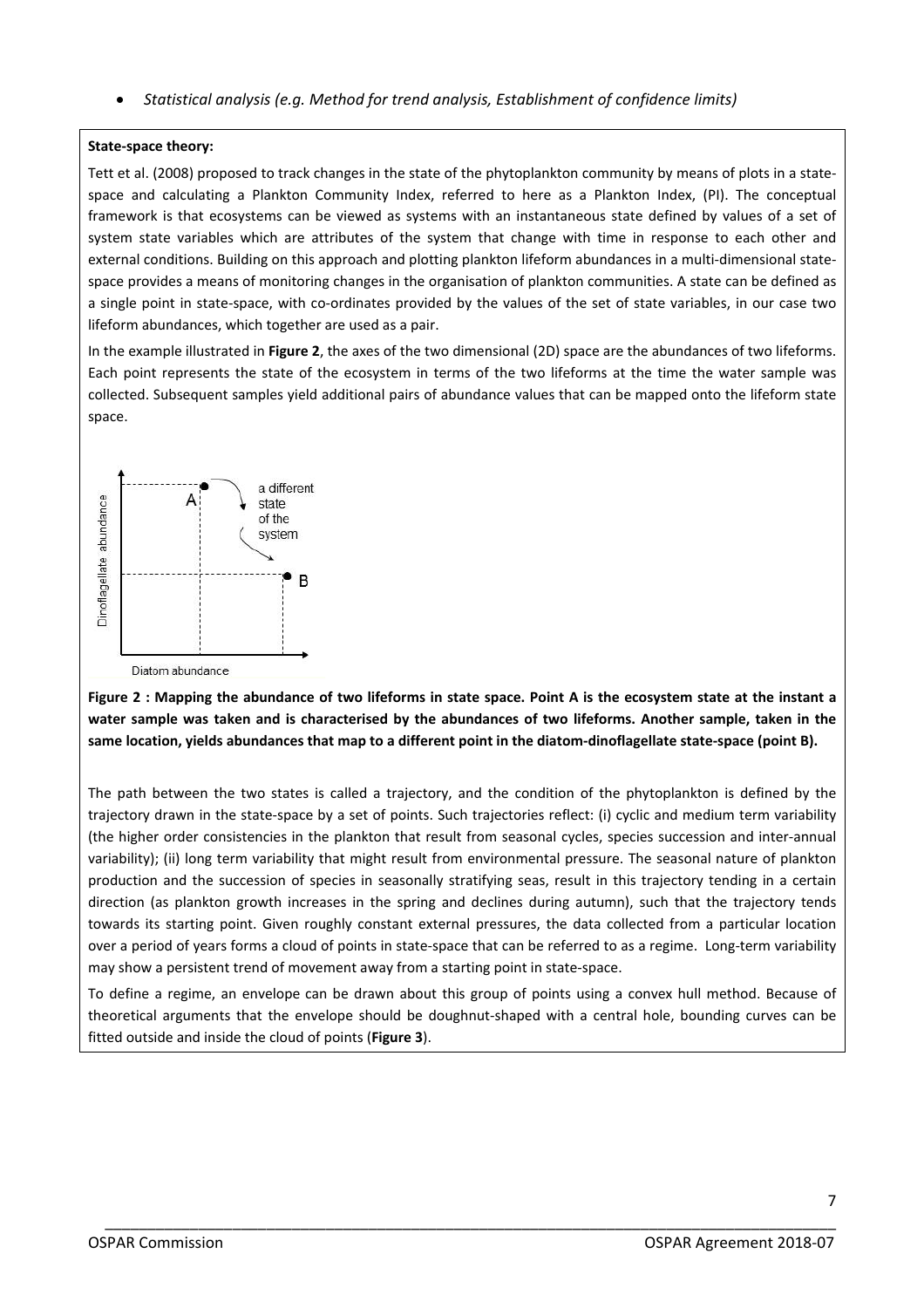- *Statistical analysis (e.g. Method for trend analysis, Establishment of confidence limits)*

**State-space theory:**

Tett et al. (2008) proposed to track changes in the state of the phytoplankton community by means of plots in a state-space and calculating a Plankton Community Index, referred to here as a Plankton Index, (PI). The conceptual framework is that ecosystems can be viewed as systems with an instantaneous state defined by values of a set of system state variables which are attributes of the system that change with time in response to each other and external conditions. Building on this approach and plotting plankton lifeform abundances in a multi-dimensional state-space provides a means of monitoring changes in the organisation of plankton communities. A state can be defined as a single point in state-space, with co-ordinates provided by the values of the set of state variables, in our case two lifeform abundances, which together are used as a pair.

In the example illustrated in **Figure 2**, the axes of the two dimensional (2D) space are the abundances of two lifeforms. Each point represents the state of the ecosystem in terms of the two lifeforms at the time the water sample was collected. Subsequent samples yield additional pairs of abundance values that can be mapped onto the lifeform state space.

**Figure 2 : Mapping the abundance of two lifeforms in state space. Point A is the ecosystem state at the instant a water sample was taken and is characterised by the abundances of two lifeforms. Another sample, taken in the same location, yields abundances that map to a different point in the diatom-dinoflagellate state-space (point B).**

The path between the two states is called a trajectory, and the condition of the phytoplankton is defined by the trajectory drawn in the state-space by a set of points. Such trajectories reflect: (i) cyclic and medium term variability (the higher order consistencies in the plankton that result from seasonal cycles, species succession and inter-annual variability); (ii) long term variability that might result from environmental pressure. The seasonal nature of plankton production and the succession of species in seasonally stratifying seas, result in this trajectory tending in a certain direction (as plankton growth increases in the spring and declines during autumn), such that the trajectory tends towards its starting point. Given roughly constant external pressures, the data collected from a particular location over a period of years forms a cloud of points in state-space that can be referred to as a regime. Long-term variability may show a persistent trend of movement away from a starting point in state-space.

To define a regime, an envelope can be drawn about this group of points using a convex hull method. Because of theoretical arguments that the envelope should be doughnut-shaped with a central hole, bounding curves can be fitted outside and inside the cloud of points (**Figure 3**).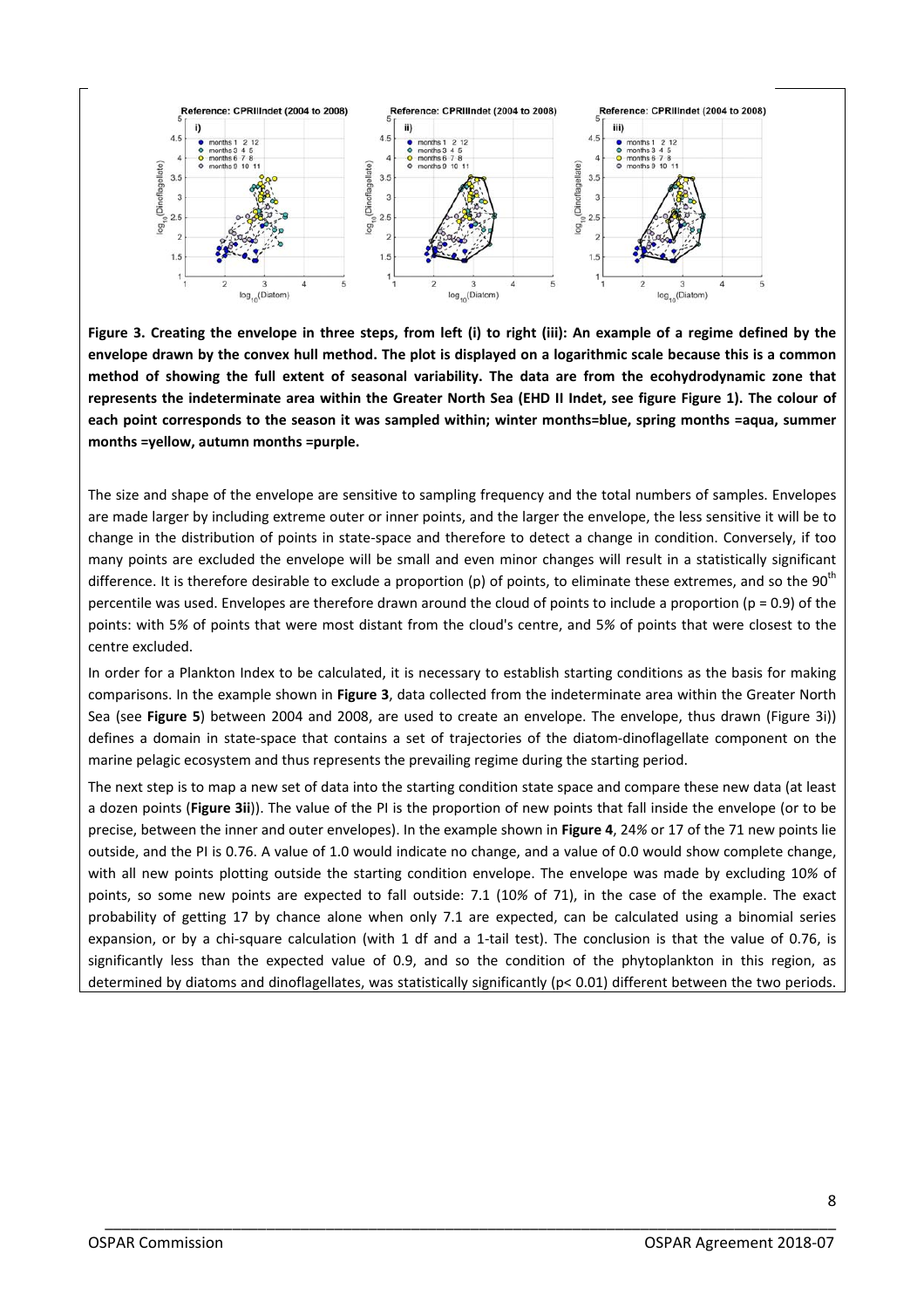**Figure 3. Creating the envelope in three steps, from left (i) to right (iii): An example of a regime defined by the envelope drawn by the convex hull method. The plot is displayed on a logarithmic scale because this is a common method of showing the full extent of seasonal variability. The data are from the ecohydrodynamic zone that represents the indeterminate area within the Greater North Sea (EHD II Indet, see figure Figure 1). The colour of each point corresponds to the season it was sampled within; winter months=blue, spring months =aqua, summer months =yellow, autumn months =purple.**

The size and shape of the envelope are sensitive to sampling frequency and the total numbers of samples. Envelopes are made larger by including extreme outer or inner points, and the larger the envelope, the less sensitive it will be to change in the distribution of points in state-space and therefore to detect a change in condition. Conversely, if too many points are excluded the envelope will be small and even minor changes will result in a statistically significant difference. It is therefore desirable to exclude a proportion (p) of points, to eliminate these extremes, and so the 90$^{th}$ percentile was used. Envelopes are therefore drawn around the cloud of points to include a proportion ($p = 0.9$) of the points: with 5% of points that were most distant from the cloud's centre, and 5% of points that were closest to the centre excluded.

In order for a Plankton Index to be calculated, it is necessary to establish starting conditions as the basis for making comparisons. In the example shown in **Figure 3**, data collected from the indeterminate area within the Greater North Sea (see **Figure 5**) between 2004 and 2008, are used to create an envelope. The envelope, thus drawn (Figure 3i)) defines a domain in state-space that contains a set of trajectories of the diatom-dinoflagellate component on the marine pelagic ecosystem and thus represents the prevailing regime during the starting period.

The next step is to map a new set of data into the starting condition state space and compare these new data (at least a dozen points (**Figure 3ii**)). The value of the PI is the proportion of new points that fall inside the envelope (or to be precise, between the inner and outer envelopes). In the example shown in **Figure 4**, 24% or 17 of the 71 new points lie outside, and the PI is 0.76. A value of 1.0 would indicate no change, and a value of 0.0 would show complete change, with all new points plotting outside the starting condition envelope. The envelope was made by excluding 10% of points, so some new points are expected to fall outside: 7.1 (10% of 71), in the case of the example. The exact probability of getting 17 by chance alone when only 7.1 are expected, can be calculated using a binomial series expansion, or by a chi-square calculation (with 1 df and a 1-tail test). The conclusion is that the value of 0.76, is significantly less than the expected value of 0.9, and so the condition of the phytoplankton in this region, as determined by diatoms and dinoflagellates, was statistically significantly ($p < 0.01$) different between the two periods.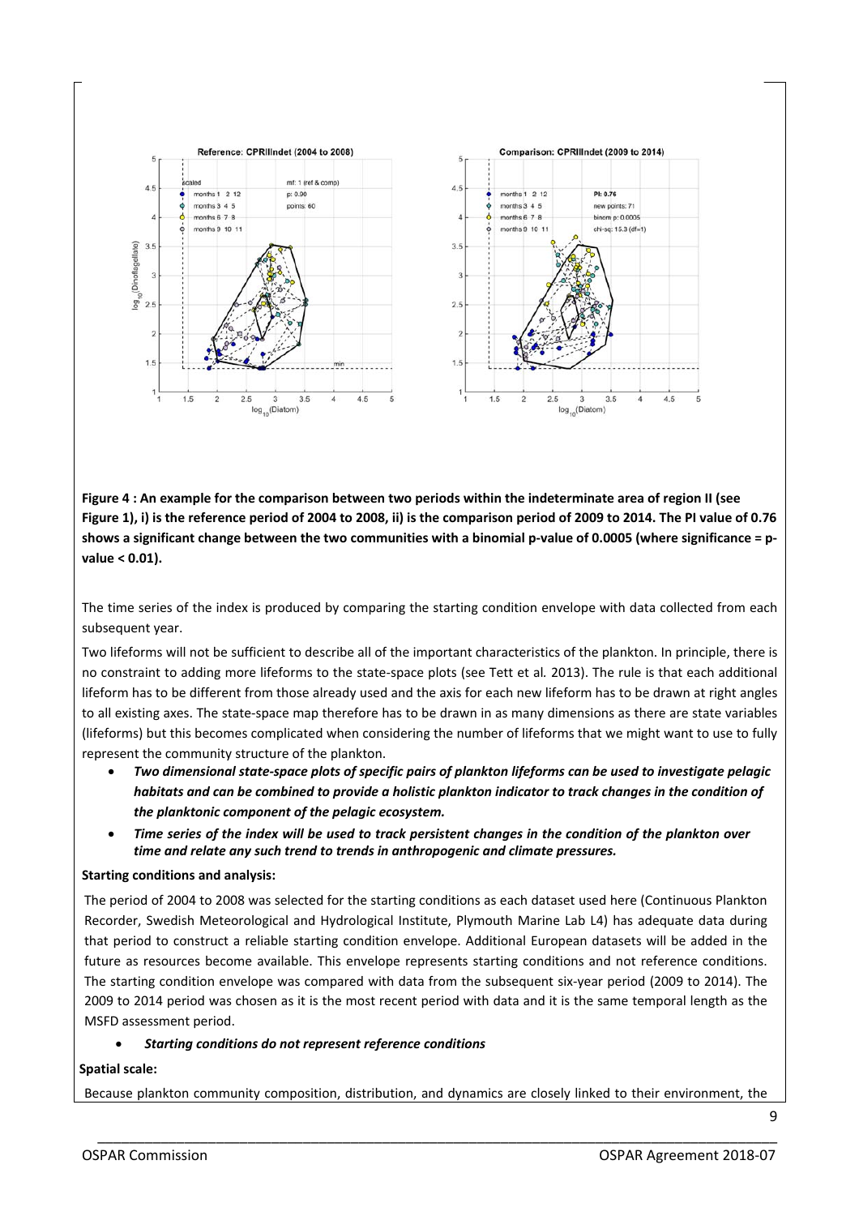**Figure 4 : An example for the comparison between two periods within the indeterminate area of region II (see Figure 1), i) is the reference period of 2004 to 2008, ii) is the comparison period of 2009 to 2014. The PI value of 0.76 shows a significant change between the two communities with a binomial p-value of 0.0005 (where significance = p-value < 0.01).**

The time series of the index is produced by comparing the starting condition envelope with data collected from each subsequent year.

Two lifeforms will not be sufficient to describe all of the important characteristics of the plankton. In principle, there is no constraint to adding more lifeforms to the state-space plots (see Tett et al*.* 2013). The rule is that each additional lifeform has to be different from those already used and the axis for each new lifeform has to be drawn at right angles to all existing axes. The state-space map therefore has to be drawn in as many dimensions as there are state variables (lifeforms) but this becomes complicated when considering the number of lifeforms that we might want to use to fully represent the community structure of the plankton.

- ***Two dimensional state-space plots of specific pairs of plankton lifeforms can be used to investigate pelagic habitats and can be combined to provide a holistic plankton indicator to track changes in the condition of the planktonic component of the pelagic ecosystem.***
- ***Time series of the index will be used to track persistent changes in the condition of the plankton over time and relate any such trend to trends in anthropogenic and climate pressures.***

**Starting conditions and analysis:**

The period of 2004 to 2008 was selected for the starting conditions as each dataset used here (Continuous Plankton Recorder, Swedish Meteorological and Hydrological Institute, Plymouth Marine Lab L4) has adequate data during that period to construct a reliable starting condition envelope. Additional European datasets will be added in the future as resources become available. This envelope represents starting conditions and not reference conditions. The starting condition envelope was compared with data from the subsequent six-year period (2009 to 2014). The 2009 to 2014 period was chosen as it is the most recent period with data and it is the same temporal length as the MSFD assessment period.

- ***Starting conditions do not represent reference conditions***

**Spatial scale:**

Because plankton community composition, distribution, and dynamics are closely linked to their environment, the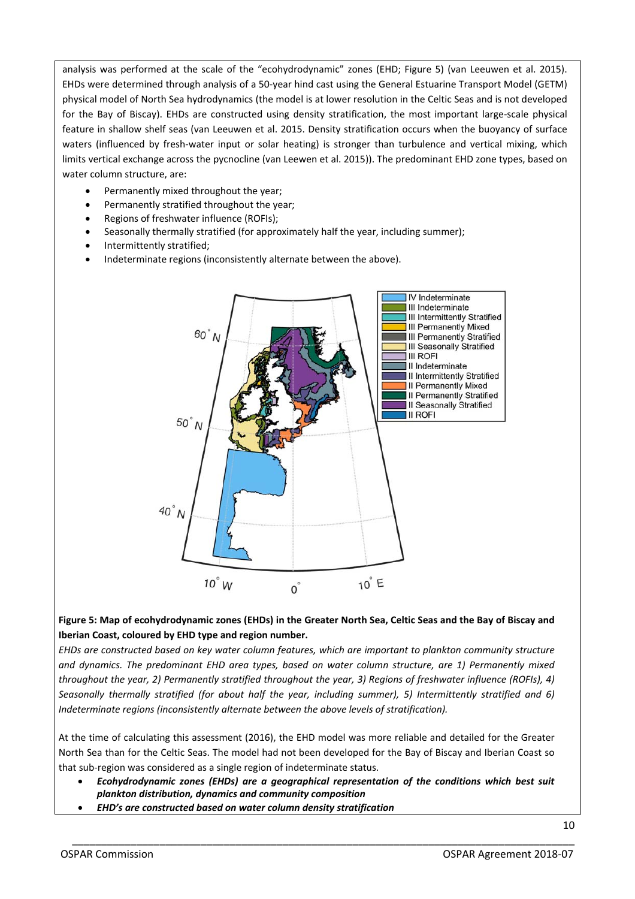analysis was performed at the scale of the "ecohydrodynamic" zones (EHD; Figure 5) (van Leeuwen et al. 2015). EHDs were determined through analysis of a 50-year hind cast using the General Estuarine Transport Model (GETM) physical model of North Sea hydrodynamics (the model is at lower resolution in the Celtic Seas and is not developed for the Bay of Biscay). EHDs are constructed using density stratification, the most important large-scale physical feature in shallow shelf seas (van Leeuwen et al. 2015. Density stratification occurs when the buoyancy of surface waters (influenced by fresh-water input or solar heating) is stronger than turbulence and vertical mixing, which limits vertical exchange across the pycnocline (van Leewen et al. 2015)). The predominant EHD zone types, based on water column structure, are:

- Permanently mixed throughout the year;
- Permanently stratified throughout the year;
- Regions of freshwater influence (ROFIs);
- Seasonally thermally stratified (for approximately half the year, including summer);
- Intermittently stratified;
- Indeterminate regions (inconsistently alternate between the above).

**Figure 5: Map of ecohydrodynamic zones (EHDs) in the Greater North Sea, Celtic Seas and the Bay of Biscay and Iberian Coast, coloured by EHD type and region number.**

*EHDs are constructed based on key water column features, which are important to plankton community structure and dynamics. The predominant EHD area types, based on water column structure, are 1) Permanently mixed throughout the year, 2) Permanently stratified throughout the year, 3) Regions of freshwater influence (ROFIs), 4) Seasonally thermally stratified (for about half the year, including summer), 5) Intermittently stratified and 6) Indeterminate regions (inconsistently alternate between the above levels of stratification).*

At the time of calculating this assessment (2016), the EHD model was more reliable and detailed for the Greater North Sea than for the Celtic Seas. The model had not been developed for the Bay of Biscay and Iberian Coast so that sub-region was considered as a single region of indeterminate status.

- ***Ecohydrodynamic zones (EHDs) are a geographical representation of the conditions which best suit plankton distribution, dynamics and community composition***
- ***EHD's are constructed based on water column density stratification***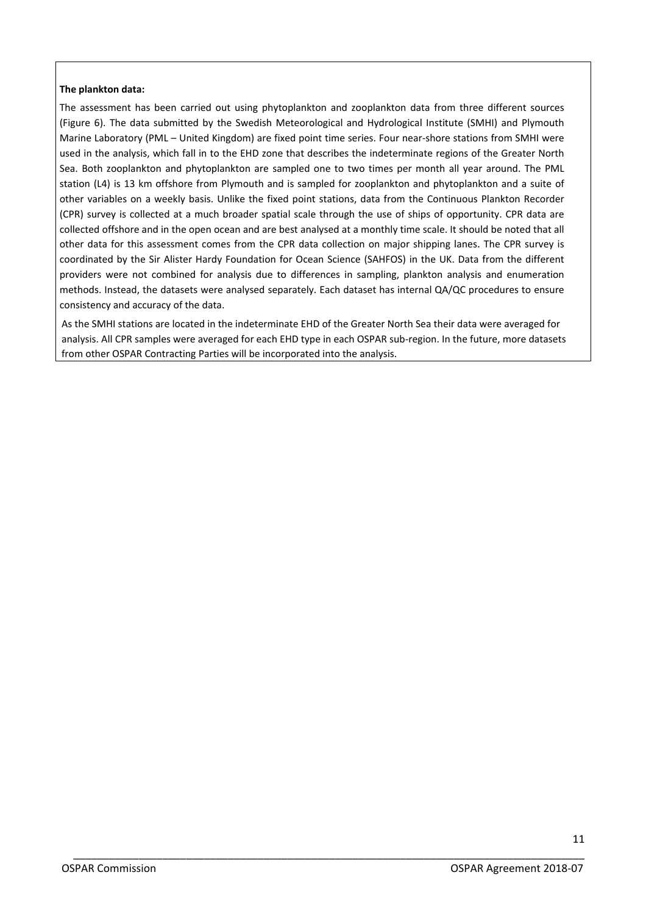**The plankton data:**

The assessment has been carried out using phytoplankton and zooplankton data from three different sources (Figure 6). The data submitted by the Swedish Meteorological and Hydrological Institute (SMHI) and Plymouth Marine Laboratory (PML – United Kingdom) are fixed point time series. Four near-shore stations from SMHI were used in the analysis, which fall in to the EHD zone that describes the indeterminate regions of the Greater North Sea. Both zooplankton and phytoplankton are sampled one to two times per month all year around. The PML station (L4) is 13 km offshore from Plymouth and is sampled for zooplankton and phytoplankton and a suite of other variables on a weekly basis. Unlike the fixed point stations, data from the Continuous Plankton Recorder (CPR) survey is collected at a much broader spatial scale through the use of ships of opportunity. CPR data are collected offshore and in the open ocean and are best analysed at a monthly time scale. It should be noted that all other data for this assessment comes from the CPR data collection on major shipping lanes. The CPR survey is coordinated by the Sir Alister Hardy Foundation for Ocean Science (SAHFOS) in the UK. Data from the different providers were not combined for analysis due to differences in sampling, plankton analysis and enumeration methods. Instead, the datasets were analysed separately. Each dataset has internal QA/QC procedures to ensure consistency and accuracy of the data.

As the SMHI stations are located in the indeterminate EHD of the Greater North Sea their data were averaged for analysis. All CPR samples were averaged for each EHD type in each OSPAR sub-region. In the future, more datasets from other OSPAR Contracting Parties will be incorporated into the analysis.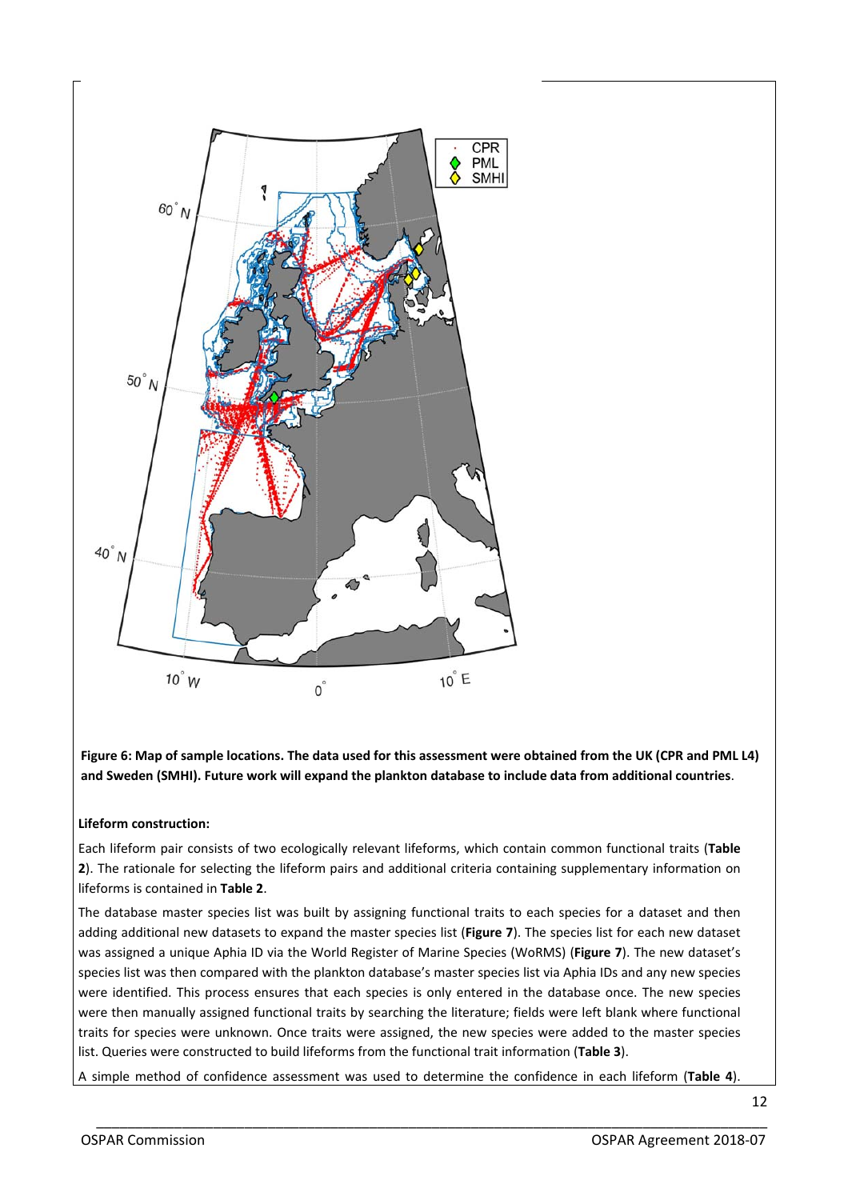**Figure 6: Map of sample locations. The data used for this assessment were obtained from the UK (CPR and PML L4) and Sweden (SMHI). Future work will expand the plankton database to include data from additional countries**.

**Lifeform construction:**

Each lifeform pair consists of two ecologically relevant lifeforms, which contain common functional traits (**Table 2**). The rationale for selecting the lifeform pairs and additional criteria containing supplementary information on lifeforms is contained in **Table 2**.

The database master species list was built by assigning functional traits to each species for a dataset and then adding additional new datasets to expand the master species list (**Figure 7**). The species list for each new dataset was assigned a unique Aphia ID via the World Register of Marine Species (WoRMS) (**Figure 7**). The new dataset's species list was then compared with the plankton database's master species list via Aphia IDs and any new species were identified. This process ensures that each species is only entered in the database once. The new species were then manually assigned functional traits by searching the literature; fields were left blank where functional traits for species were unknown. Once traits were assigned, the new species were added to the master species list. Queries were constructed to build lifeforms from the functional trait information (**Table 3**).

A simple method of confidence assessment was used to determine the confidence in each lifeform (**Table 4**).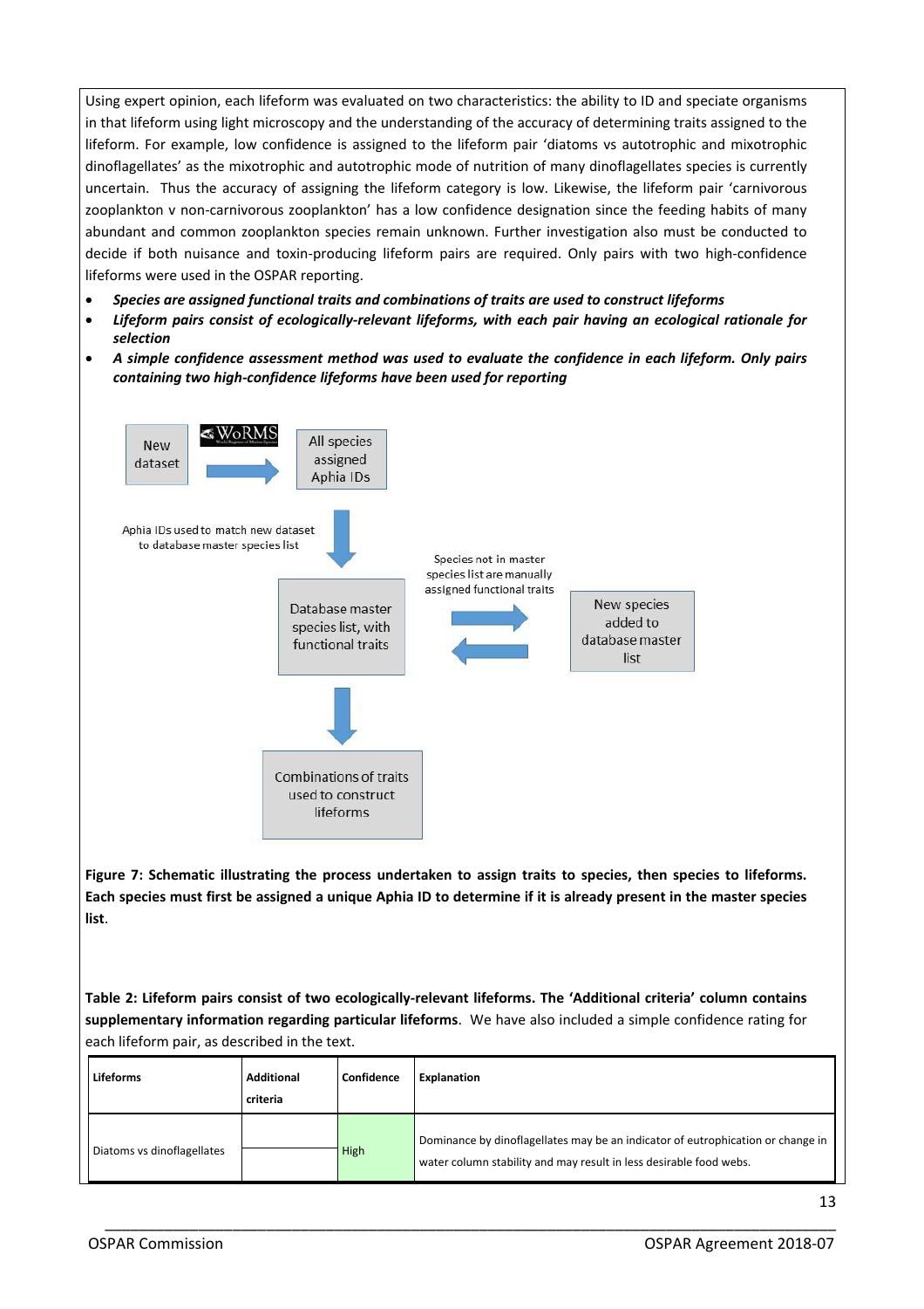Using expert opinion, each lifeform was evaluated on two characteristics: the ability to ID and speciate organisms in that lifeform using light microscopy and the understanding of the accuracy of determining traits assigned to the lifeform. For example, low confidence is assigned to the lifeform pair 'diatoms vs autotrophic and mixotrophic dinoflagellates' as the mixotrophic and autotrophic mode of nutrition of many dinoflagellates species is currently uncertain. Thus the accuracy of assigning the lifeform category is low. Likewise, the lifeform pair 'carnivorous zooplankton v non-carnivorous zooplankton' has a low confidence designation since the feeding habits of many abundant and common zooplankton species remain unknown. Further investigation also must be conducted to decide if both nuisance and toxin-producing lifeform pairs are required. Only pairs with two high-confidence lifeforms were used in the OSPAR reporting.

- ***Species are assigned functional traits and combinations of traits are used to construct lifeforms***
- ***Lifeform pairs consist of ecologically-relevant lifeforms, with each pair having an ecological rationale for selection***
- ***A simple confidence assessment method was used to evaluate the confidence in each lifeform. Only pairs containing two high-confidence lifeforms have been used for reporting***

New dataset → WoRMS → All species assigned Aphia IDs

Aphia IDs used to match new dataset to database master species list

Database master species list, with functional traits

Species not in master species list are manually assigned functional traits

New species added to database master list

Combinations of traits used to construct lifeforms

**Figure 7: Schematic illustrating the process undertaken to assign traits to species, then species to lifeforms. Each species must first be assigned a unique Aphia ID to determine if it is already present in the master species list**.

**Table 2: Lifeform pairs consist of two ecologically-relevant lifeforms. The 'Additional criteria' column contains supplementary information regarding particular lifeforms**. We have also included a simple confidence rating for each lifeform pair, as described in the text.

| Lifeforms | Additional criteria | Confidence | Explanation |
|---|---|---|---|
| Diatoms vs dinoflagellates | | High | Dominance by dinoflagellates may be an indicator of eutrophication or change in water column stability and may result in less desirable food webs. |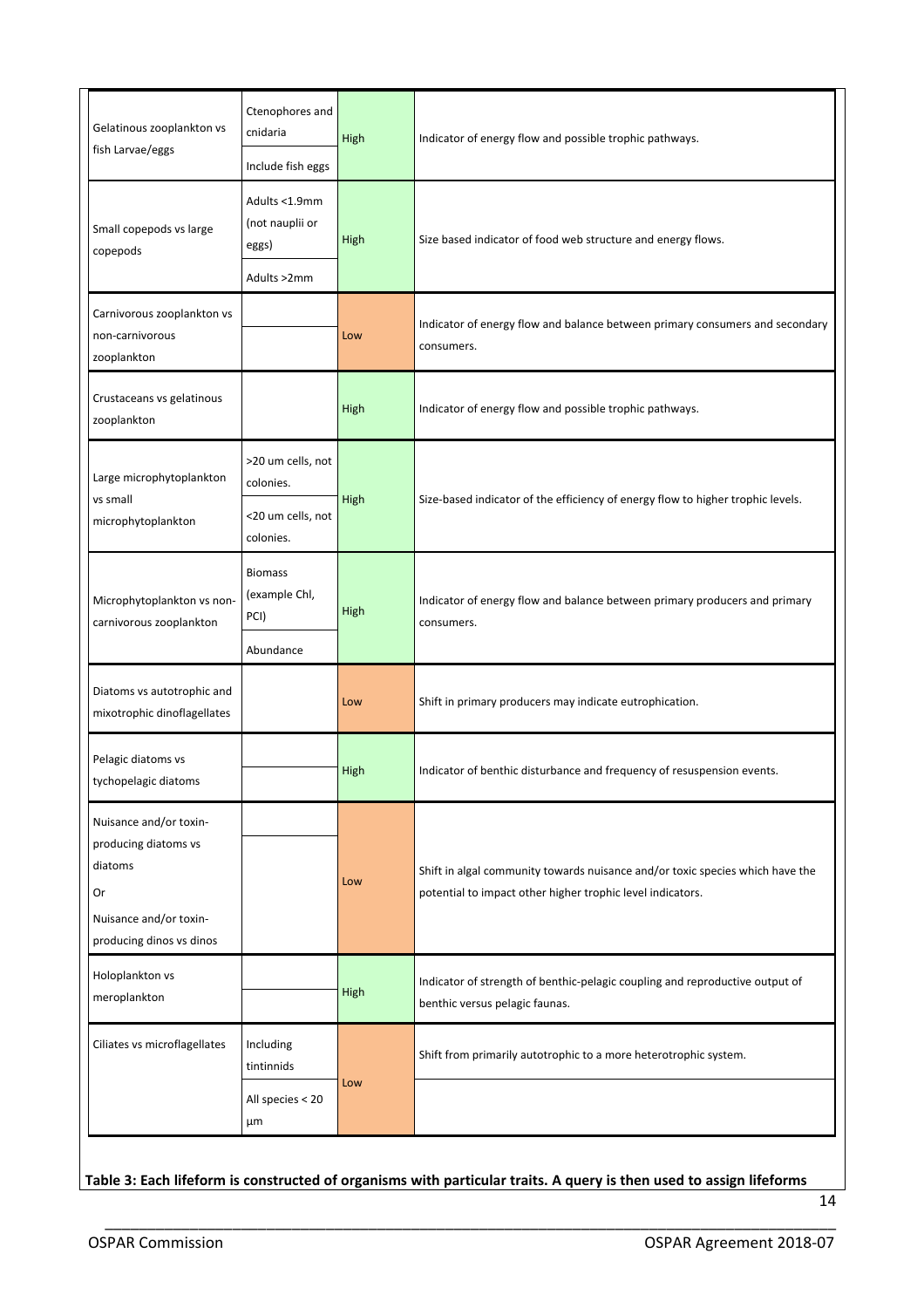| | | | |
|---|---|---|---|
| Gelatinous zooplankton vs fish Larvae/eggs | Ctenophores and cnidaria<br>Include fish eggs | High | Indicator of energy flow and possible trophic pathways. |
| Small copepods vs large copepods | Adults <1.9mm (not nauplii or eggs)<br>Adults >2mm | High | Size based indicator of food web structure and energy flows. |
| Carnivorous zooplankton vs non-carnivorous zooplankton | | Low | Indicator of energy flow and balance between primary consumers and secondary consumers. |
| Crustaceans vs gelatinous zooplankton | | High | Indicator of energy flow and possible trophic pathways. |
| Large microphytoplankton vs small microphytoplankton | >20 um cells, not colonies.<br><20 um cells, not colonies. | High | Size-based indicator of the efficiency of energy flow to higher trophic levels. |
| Microphytoplankton vs non-carnivorous zooplankton | Biomass (example Chl, PCI)<br>Abundance | High | Indicator of energy flow and balance between primary producers and primary consumers. |
| Diatoms vs autotrophic and mixotrophic dinoflagellates | | Low | Shift in primary producers may indicate eutrophication. |
| Pelagic diatoms vs tychopelagic diatoms | | High | Indicator of benthic disturbance and frequency of resuspension events. |
| Nuisance and/or toxin-producing diatoms vs diatoms<br>Or<br>Nuisance and/or toxin-producing dinos vs dinos | | Low | Shift in algal community towards nuisance and/or toxic species which have the potential to impact other higher trophic level indicators. |
| Holoplankton vs meroplankton | | High | Indicator of strength of benthic-pelagic coupling and reproductive output of benthic versus pelagic faunas. |
| Ciliates vs microflagellates | Including tintinnids<br>All species < 20 µm | Low | Shift from primarily autotrophic to a more heterotrophic system. |

**Table 3: Each lifeform is constructed of organisms with particular traits. A query is then used to assign lifeforms**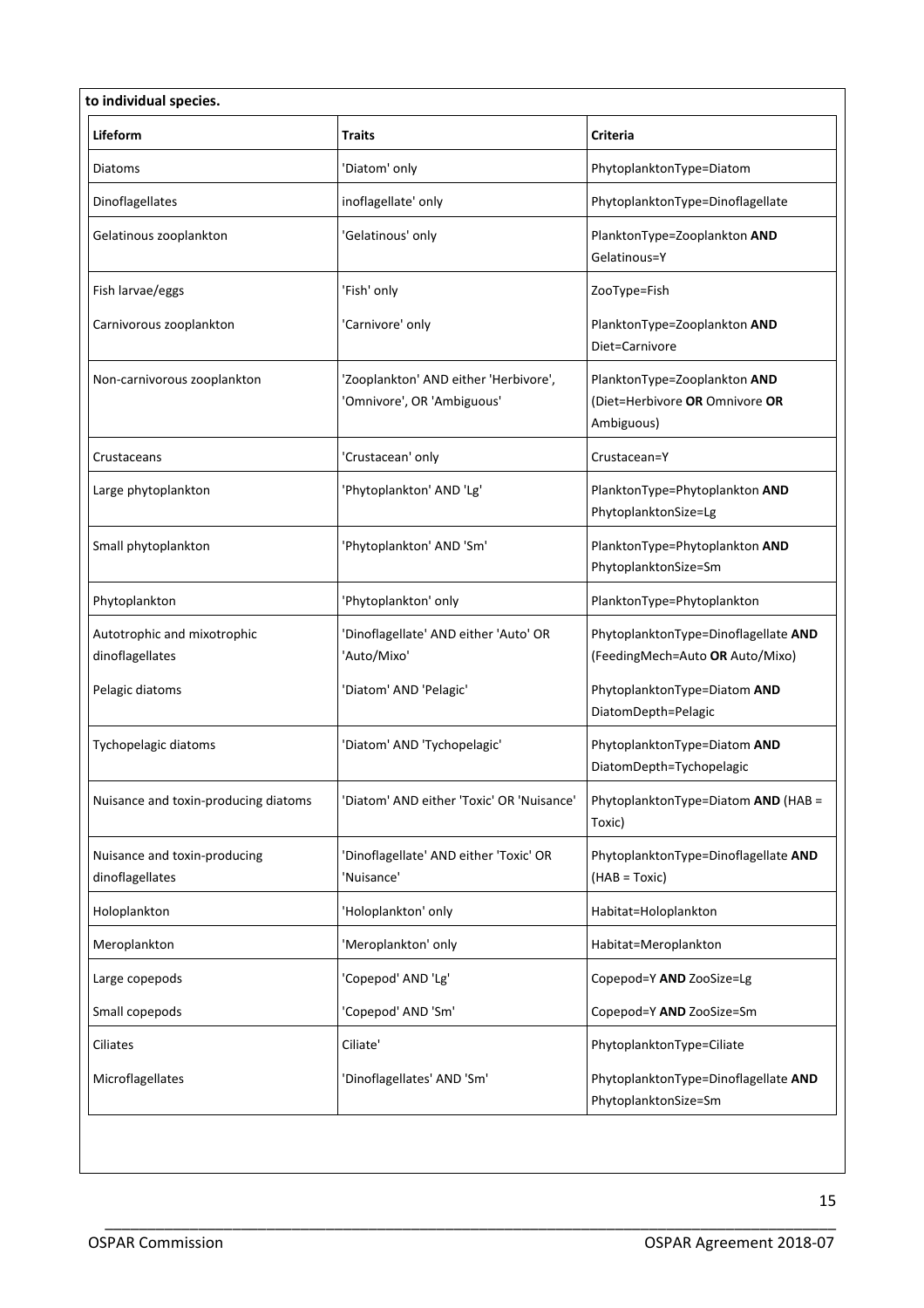**to individual species.**

| Lifeform | Traits | Criteria |
|---|---|---|
| Diatoms | 'Diatom' only | PhytoplanktonType=Diatom |
| Dinoflagellates | inoflagellate' only | PhytoplanktonType=Dinoflagellate |
| Gelatinous zooplankton | 'Gelatinous' only | PlanktonType=Zooplankton **AND** Gelatinous=Y |
| Fish larvae/eggs | 'Fish' only | ZooType=Fish |
| Carnivorous zooplankton | 'Carnivore' only | PlanktonType=Zooplankton **AND** Diet=Carnivore |
| Non-carnivorous zooplankton | 'Zooplankton' AND either 'Herbivore', 'Omnivore', OR 'Ambiguous' | PlanktonType=Zooplankton **AND** (Diet=Herbivore **OR** Omnivore **OR** Ambiguous) |
| Crustaceans | 'Crustacean' only | Crustacean=Y |
| Large phytoplankton | 'Phytoplankton' AND 'Lg' | PlanktonType=Phytoplankton **AND** PhytoplanktonSize=Lg |
| Small phytoplankton | 'Phytoplankton' AND 'Sm' | PlanktonType=Phytoplankton **AND** PhytoplanktonSize=Sm |
| Phytoplankton | 'Phytoplankton' only | PlanktonType=Phytoplankton |
| Autotrophic and mixotrophic dinoflagellates | 'Dinoflagellate' AND either 'Auto' OR 'Auto/Mixo' | PhytoplanktonType=Dinoflagellate **AND** (FeedingMech=Auto **OR** Auto/Mixo) |
| Pelagic diatoms | 'Diatom' AND 'Pelagic' | PhytoplanktonType=Diatom **AND** DiatomDepth=Pelagic |
| Tychopelagic diatoms | 'Diatom' AND 'Tychopelagic' | PhytoplanktonType=Diatom **AND** DiatomDepth=Tychopelagic |
| Nuisance and toxin-producing diatoms | 'Diatom' AND either 'Toxic' OR 'Nuisance' | PhytoplanktonType=Diatom **AND** (HAB = Toxic) |
| Nuisance and toxin-producing dinoflagellates | 'Dinoflagellate' AND either 'Toxic' OR 'Nuisance' | PhytoplanktonType=Dinoflagellate **AND** (HAB = Toxic) |
| Holoplankton | 'Holoplankton' only | Habitat=Holoplankton |
| Meroplankton | 'Meroplankton' only | Habitat=Meroplankton |
| Large copepods | 'Copepod' AND 'Lg' | Copepod=Y **AND** ZooSize=Lg |
| Small copepods | 'Copepod' AND 'Sm' | Copepod=Y **AND** ZooSize=Sm |
| Ciliates | Ciliate' | PhytoplanktonType=Ciliate |
| Microflagellates | 'Dinoflagellates' AND 'Sm' | PhytoplanktonType=Dinoflagellate **AND** PhytoplanktonSize=Sm |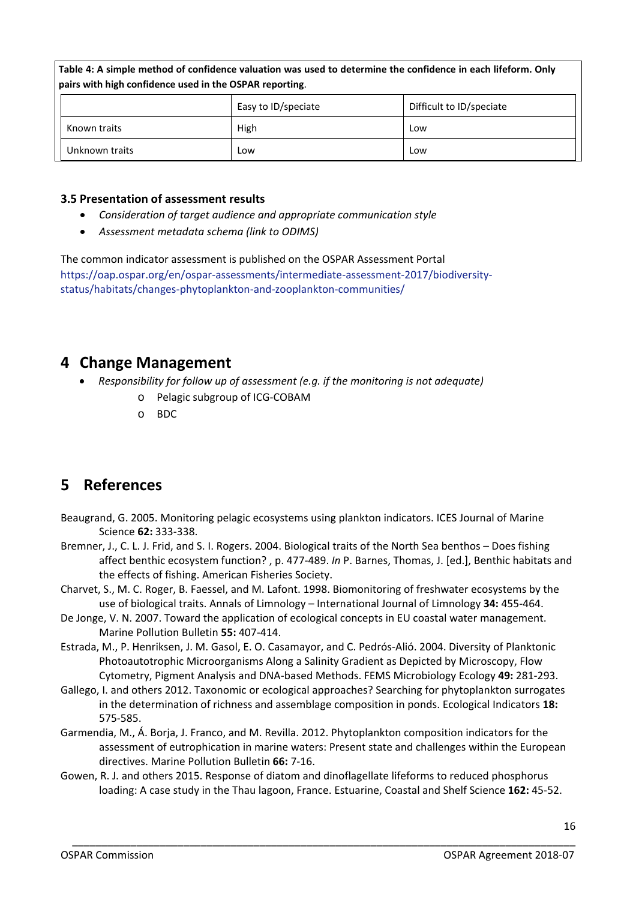**Table 4: A simple method of confidence valuation was used to determine the confidence in each lifeform. Only pairs with high confidence used in the OSPAR reporting**.

| | Easy to ID/speciate | Difficult to ID/speciate |
|---|---|---|
| Known traits | High | Low |
| Unknown traits | Low | Low |

### 3.5 Presentation of assessment results

- *Consideration of target audience and appropriate communication style*
- *Assessment metadata schema (link to ODIMS)*

The common indicator assessment is published on the OSPAR Assessment Portal https://oap.ospar.org/en/ospar-assessments/intermediate-assessment-2017/biodiversity-status/habitats/changes-phytoplankton-and-zooplankton-communities/

## 4 Change Management

- *Responsibility for follow up of assessment (e.g. if the monitoring is not adequate)*
  - Pelagic subgroup of ICG-COBAM
  - BDC

## 5 References

Beaugrand, G. 2005. Monitoring pelagic ecosystems using plankton indicators. ICES Journal of Marine Science **62:** 333-338.

Bremner, J., C. L. J. Frid, and S. I. Rogers. 2004. Biological traits of the North Sea benthos – Does fishing affect benthic ecosystem function? , p. 477-489. *In* P. Barnes, Thomas, J. [ed.], Benthic habitats and the effects of fishing. American Fisheries Society.

Charvet, S., M. C. Roger, B. Faessel, and M. Lafont. 1998. Biomonitoring of freshwater ecosystems by the use of biological traits. Annals of Limnology – International Journal of Limnology **34:** 455-464.

De Jonge, V. N. 2007. Toward the application of ecological concepts in EU coastal water management. Marine Pollution Bulletin **55:** 407-414.

Estrada, M., P. Henriksen, J. M. Gasol, E. O. Casamayor, and C. Pedrós-Alió. 2004. Diversity of Planktonic Photoautotrophic Microorganisms Along a Salinity Gradient as Depicted by Microscopy, Flow Cytometry, Pigment Analysis and DNA-based Methods. FEMS Microbiology Ecology **49:** 281-293.

Gallego, I. and others 2012. Taxonomic or ecological approaches? Searching for phytoplankton surrogates in the determination of richness and assemblage composition in ponds. Ecological Indicators **18:** 575-585.

Garmendia, M., Á. Borja, J. Franco, and M. Revilla. 2012. Phytoplankton composition indicators for the assessment of eutrophication in marine waters: Present state and challenges within the European directives. Marine Pollution Bulletin **66:** 7-16.

Gowen, R. J. and others 2015. Response of diatom and dinoflagellate lifeforms to reduced phosphorus loading: A case study in the Thau lagoon, France. Estuarine, Coastal and Shelf Science **162:** 45-52.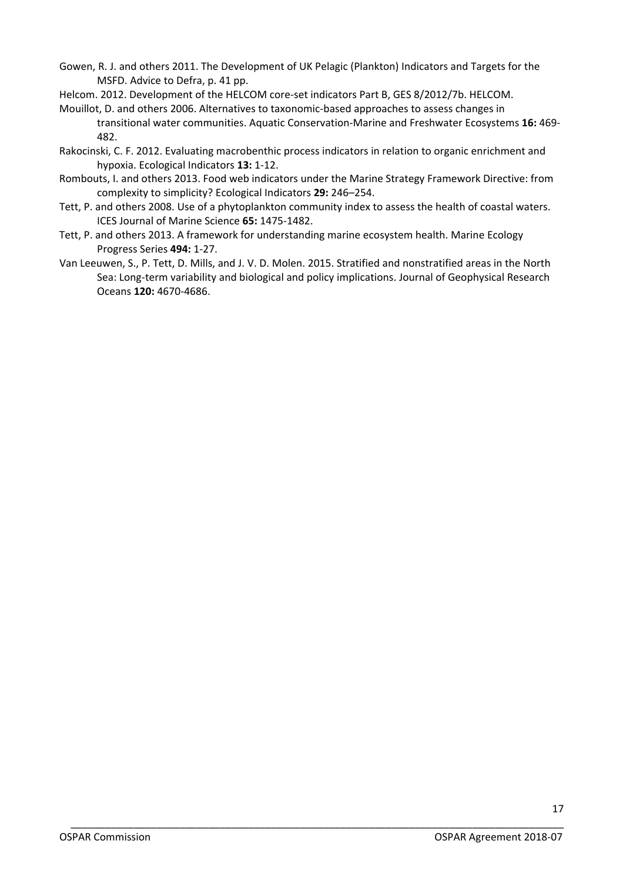Gowen, R. J. and others 2011. The Development of UK Pelagic (Plankton) Indicators and Targets for the MSFD. Advice to Defra, p. 41 pp.

Helcom. 2012. Development of the HELCOM core-set indicators Part B, GES 8/2012/7b. HELCOM.

Mouillot, D. and others 2006. Alternatives to taxonomic-based approaches to assess changes in transitional water communities. Aquatic Conservation-Marine and Freshwater Ecosystems **16:** 469-482.

Rakocinski, C. F. 2012. Evaluating macrobenthic process indicators in relation to organic enrichment and hypoxia. Ecological Indicators **13:** 1-12.

Rombouts, I. and others 2013. Food web indicators under the Marine Strategy Framework Directive: from complexity to simplicity? Ecological Indicators **29:** 246–254.

Tett, P. and others 2008. Use of a phytoplankton community index to assess the health of coastal waters. ICES Journal of Marine Science **65:** 1475-1482.

Tett, P. and others 2013. A framework for understanding marine ecosystem health. Marine Ecology Progress Series **494:** 1-27.

Van Leeuwen, S., P. Tett, D. Mills, and J. V. D. Molen. 2015. Stratified and nonstratified areas in the North Sea: Long-term variability and biological and policy implications. Journal of Geophysical Research Oceans **120:** 4670-4686.